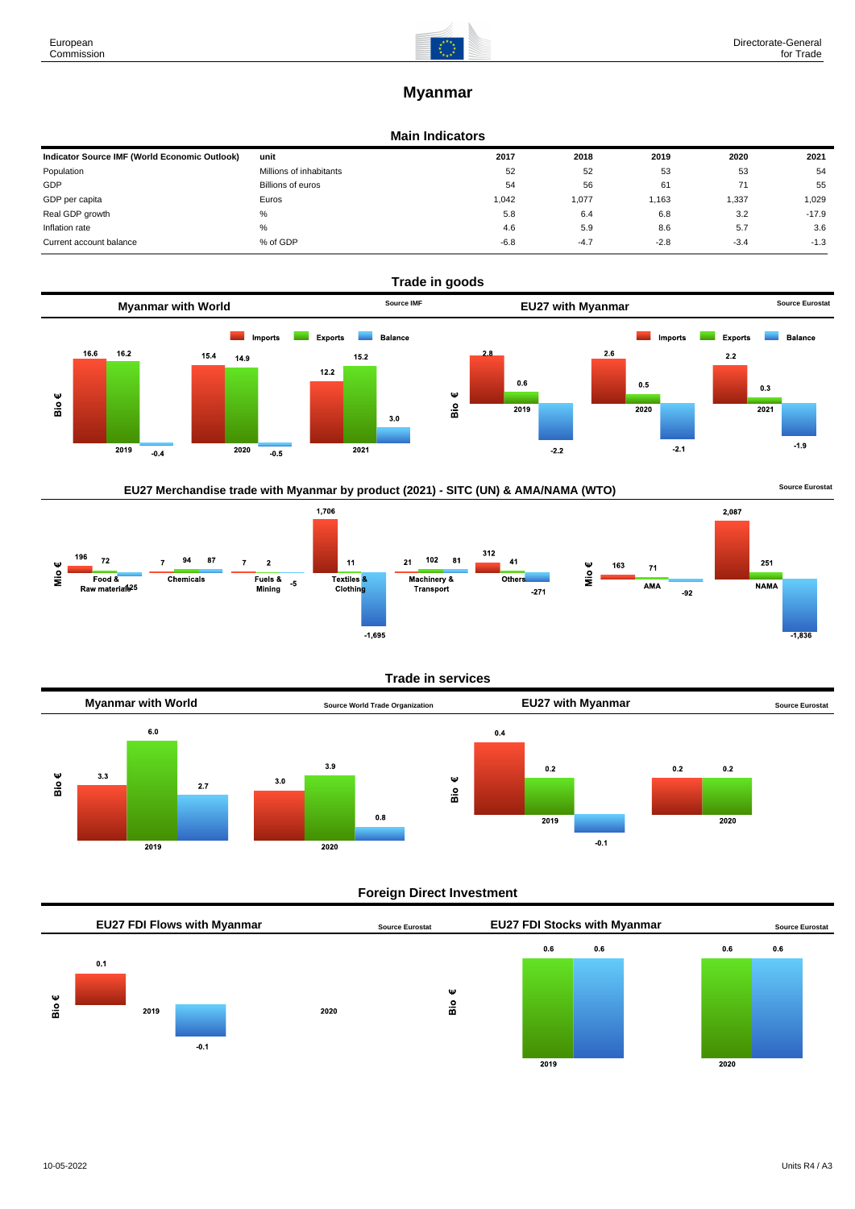# Myanmar

## Main Indicators

| Indicator Source IMF (World Economic Outlook) | unit | 2017 | 2018 | 2019 | 2020 | 2021 |
|---|---|---|---|---|---|---|
| Population | Millions of inhabitants | 52 | 52 | 53 | 53 | 54 |
| GDP | Billions of euros | 54 | 56 | 61 | 71 | 55 |
| GDP per capita | Euros | 1,042 | 1,077 | 1,163 | 1,337 | 1,029 |
| Real GDP growth | % | 5.8 | 6.4 | 6.8 | 3.2 | -17.9 |
| Inflation rate | % | 4.6 | 5.9 | 8.6 | 5.7 | 3.6 |
| Current account balance | % of GDP | -6.8 | -4.7 | -2.8 | -3.4 | -1.3 |

## Trade in goods

### Myanmar with World

Source IMF

Bio €

| | Imports | Exports | Balance |
|---|---|---|---|
| 2019 | 16.6 | 16.2 | -0.4 |
| 2020 | 15.4 | 14.9 | -0.5 |
| 2021 | 12.2 | 15.2 | 3.0 |

### EU27 with Myanmar

Source Eurostat

Bio €

| | Imports | Exports | Balance |
|---|---|---|---|
| 2019 | 2.8 | 0.6 | -2.2 |
| 2020 | 2.6 | 0.5 | -2.1 |
| 2021 | 2.2 | 0.3 | -1.9 |

### EU27 Merchandise trade with Myanmar by product (2021) - SITC (UN) & AMA/NAMA (WTO)

Source Eurostat

Mio €

| | Imports | Exports | Balance |
|---|---|---|---|
| Food & Raw materials | 196 | 72 | -125 |
| Chemicals | 7 | 94 | 87 |
| Fuels & Mining | 7 | 2 | -5 |
| Textiles & Clothing | 1,706 | 11 | -1,695 |
| Machinery & Transport | 21 | 102 | 81 |
| Others | 312 | 41 | -271 |
| AMA | 163 | 71 | -92 |
| NAMA | 2,087 | 251 | -1,836 |

## Trade in services

### Myanmar with World

Source World Trade Organization

Bio €

| | Imports | Exports | Balance |
|---|---|---|---|
| 2019 | 3.3 | 6.0 | 2.7 |
| 2020 | 3.0 | 3.9 | 0.8 |

### EU27 with Myanmar

Source Eurostat

Bio €

| | Imports | Exports | Balance |
|---|---|---|---|
| 2019 | 0.4 | 0.2 | -0.1 |
| 2020 | 0.2 | 0.2 | |

## Foreign Direct Investment

### EU27 FDI Flows with Myanmar

Source Eurostat

Bio €

| | Inward | Outward |
|---|---|---|
| 2019 | 0.1 | -0.1 |
| 2020 | | |

### EU27 FDI Stocks with Myanmar

Source Eurostat

Bio €

| | Inward | Outward |
|---|---|---|
| 2019 | 0.6 | 0.6 |
| 2020 | 0.6 | 0.6 |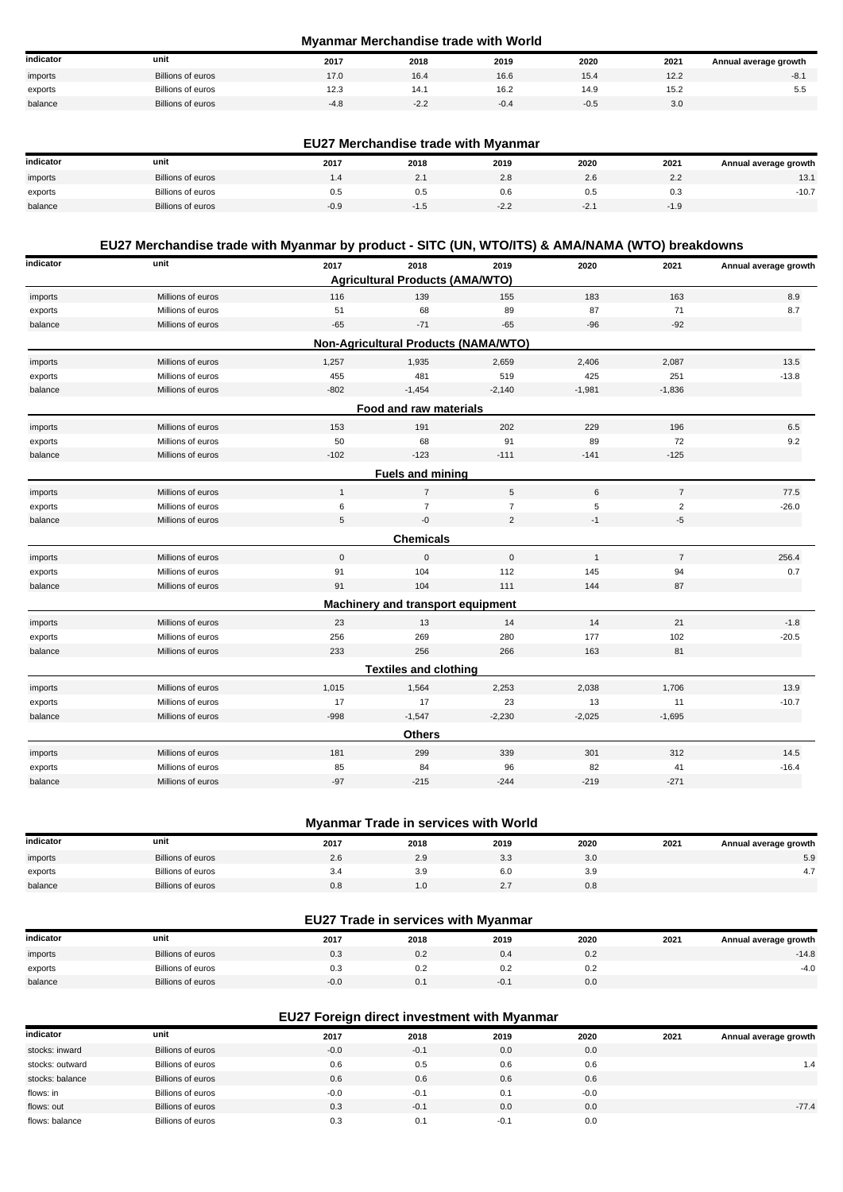## Myanmar Merchandise trade with World

| indicator | unit | 2017 | 2018 | 2019 | 2020 | 2021 | Annual average growth |
|---|---|---|---|---|---|---|---|
| imports | Billions of euros | 17.0 | 16.4 | 16.6 | 15.4 | 12.2 | -8.1 |
| exports | Billions of euros | 12.3 | 14.1 | 16.2 | 14.9 | 15.2 | 5.5 |
| balance | Billions of euros | -4.8 | -2.2 | -0.4 | -0.5 | 3.0 | |

## EU27 Merchandise trade with Myanmar

| indicator | unit | 2017 | 2018 | 2019 | 2020 | 2021 | Annual average growth |
|---|---|---|---|---|---|---|---|
| imports | Billions of euros | 1.4 | 2.1 | 2.8 | 2.6 | 2.2 | 13.1 |
| exports | Billions of euros | 0.5 | 0.5 | 0.6 | 0.5 | 0.3 | -10.7 |
| balance | Billions of euros | -0.9 | -1.5 | -2.2 | -2.1 | -1.9 | |

## EU27 Merchandise trade with Myanmar by product - SITC (UN, WTO/ITS) & AMA/NAMA (WTO) breakdowns

| indicator | unit | 2017 | 2018 | 2019 | 2020 | 2021 | Annual average growth |
|---|---|---|---|---|---|---|---|
| | | | **Agricultural Products (AMA/WTO)** | | | | |
| imports | Millions of euros | 116 | 139 | 155 | 183 | 163 | 8.9 |
| exports | Millions of euros | 51 | 68 | 89 | 87 | 71 | 8.7 |
| balance | Millions of euros | -65 | -71 | -65 | -96 | -92 | |
| | | | **Non-Agricultural Products (NAMA/WTO)** | | | | |
| imports | Millions of euros | 1,257 | 1,935 | 2,659 | 2,406 | 2,087 | 13.5 |
| exports | Millions of euros | 455 | 481 | 519 | 425 | 251 | -13.8 |
| balance | Millions of euros | -802 | -1,454 | -2,140 | -1,981 | -1,836 | |
| | | | **Food and raw materials** | | | | |
| imports | Millions of euros | 153 | 191 | 202 | 229 | 196 | 6.5 |
| exports | Millions of euros | 50 | 68 | 91 | 89 | 72 | 9.2 |
| balance | Millions of euros | -102 | -123 | -111 | -141 | -125 | |
| | | | **Fuels and mining** | | | | |
| imports | Millions of euros | 1 | 7 | 5 | 6 | 7 | 77.5 |
| exports | Millions of euros | 6 | 7 | 7 | 5 | 2 | -26.0 |
| balance | Millions of euros | 5 | -0 | 2 | -1 | -5 | |
| | | | **Chemicals** | | | | |
| imports | Millions of euros | 0 | 0 | 0 | 1 | 7 | 256.4 |
| exports | Millions of euros | 91 | 104 | 112 | 145 | 94 | 0.7 |
| balance | Millions of euros | 91 | 104 | 111 | 144 | 87 | |
| | | | **Machinery and transport equipment** | | | | |
| imports | Millions of euros | 23 | 13 | 14 | 14 | 21 | -1.8 |
| exports | Millions of euros | 256 | 269 | 280 | 177 | 102 | -20.5 |
| balance | Millions of euros | 233 | 256 | 266 | 163 | 81 | |
| | | | **Textiles and clothing** | | | | |
| imports | Millions of euros | 1,015 | 1,564 | 2,253 | 2,038 | 1,706 | 13.9 |
| exports | Millions of euros | 17 | 17 | 23 | 13 | 11 | -10.7 |
| balance | Millions of euros | -998 | -1,547 | -2,230 | -2,025 | -1,695 | |
| | | | **Others** | | | | |
| imports | Millions of euros | 181 | 299 | 339 | 301 | 312 | 14.5 |
| exports | Millions of euros | 85 | 84 | 96 | 82 | 41 | -16.4 |
| balance | Millions of euros | -97 | -215 | -244 | -219 | -271 | |

## Myanmar Trade in services with World

| indicator | unit | 2017 | 2018 | 2019 | 2020 | 2021 | Annual average growth |
|---|---|---|---|---|---|---|---|
| imports | Billions of euros | 2.6 | 2.9 | 3.3 | 3.0 | | 5.9 |
| exports | Billions of euros | 3.4 | 3.9 | 6.0 | 3.9 | | 4.7 |
| balance | Billions of euros | 0.8 | 1.0 | 2.7 | 0.8 | | |

## EU27 Trade in services with Myanmar

| indicator | unit | 2017 | 2018 | 2019 | 2020 | 2021 | Annual average growth |
|---|---|---|---|---|---|---|---|
| imports | Billions of euros | 0.3 | 0.2 | 0.4 | 0.2 | | -14.8 |
| exports | Billions of euros | 0.3 | 0.2 | 0.2 | 0.2 | | -4.0 |
| balance | Billions of euros | -0.0 | 0.1 | -0.1 | 0.0 | | |

## EU27 Foreign direct investment with Myanmar

| indicator | unit | 2017 | 2018 | 2019 | 2020 | 2021 | Annual average growth |
|---|---|---|---|---|---|---|---|
| stocks: inward | Billions of euros | -0.0 | -0.1 | 0.0 | 0.0 | | |
| stocks: outward | Billions of euros | 0.6 | 0.5 | 0.6 | 0.6 | | 1.4 |
| stocks: balance | Billions of euros | 0.6 | 0.6 | 0.6 | 0.6 | | |
| flows: in | Billions of euros | -0.0 | -0.1 | 0.1 | -0.0 | | |
| flows: out | Billions of euros | 0.3 | -0.1 | 0.0 | 0.0 | | -77.4 |
| flows: balance | Billions of euros | 0.3 | 0.1 | -0.1 | 0.0 | | |